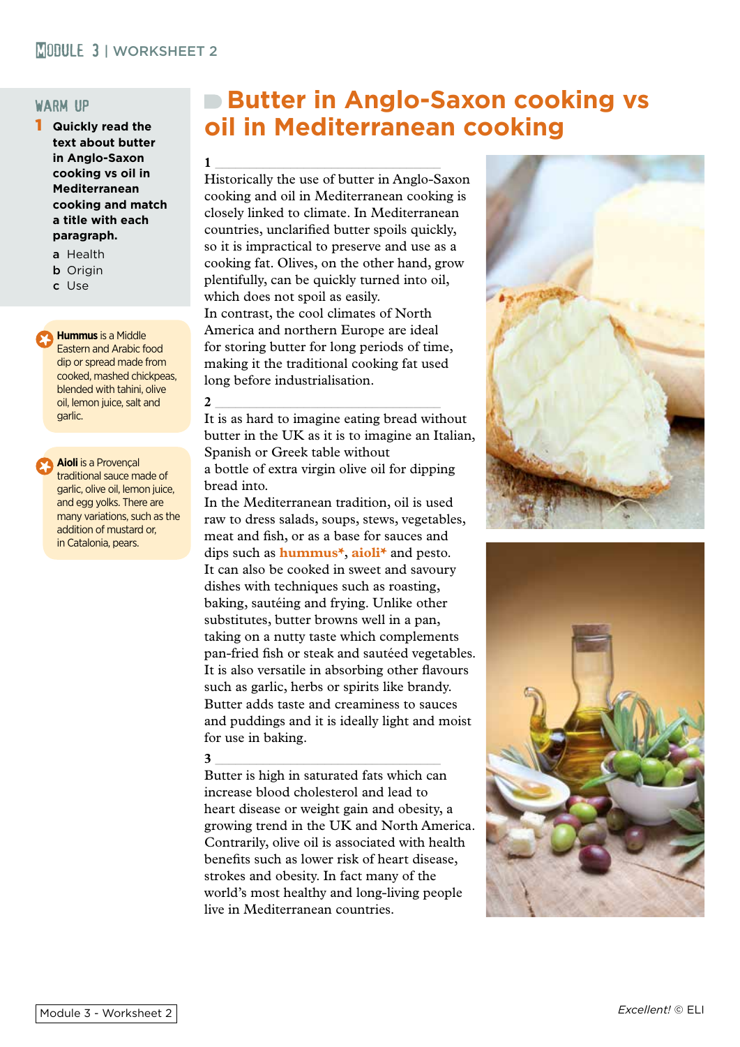## WARM UP

**1 Quickly read the text about butter in Anglo-Saxon cooking vs oil in Mediterranean cooking and match a title with each paragraph.**

a Health
b Origin
c Use

**Hummus** is a Middle Eastern and Arabic food dip or spread made from cooked, mashed chickpeas, blended with tahini, olive oil, lemon juice, salt and garlic.

**Aioli** is a Provençal traditional sauce made of garlic, olive oil, lemon juice, and egg yolks. There are many variations, such as the addition of mustard or, in Catalonia, pears.

# Butter in Anglo-Saxon cooking vs oil in Mediterranean cooking

**1** ______________________________

Historically the use of butter in Anglo-Saxon cooking and oil in Mediterranean cooking is closely linked to climate. In Mediterranean countries, unclarified butter spoils quickly, so it is impractical to preserve and use as a cooking fat. Olives, on the other hand, grow plentifully, can be quickly turned into oil, which does not spoil as easily.
In contrast, the cool climates of North America and northern Europe are ideal for storing butter for long periods of time, making it the traditional cooking fat used long before industrialisation.

**2** ______________________________

It is as hard to imagine eating bread without butter in the UK as it is to imagine an Italian, Spanish or Greek table without a bottle of extra virgin olive oil for dipping bread into.
In the Mediterranean tradition, oil is used raw to dress salads, soups, stews, vegetables, meat and fish, or as a base for sauces and dips such as **hummus***, **aioli*** and pesto. It can also be cooked in sweet and savoury dishes with techniques such as roasting, baking, sautéing and frying. Unlike other substitutes, butter browns well in a pan, taking on a nutty taste which complements pan-fried fish or steak and sautéed vegetables. It is also versatile in absorbing other flavours such as garlic, herbs or spirits like brandy. Butter adds taste and creaminess to sauces and puddings and it is ideally light and moist for use in baking.

**3** ______________________________

Butter is high in saturated fats which can increase blood cholesterol and lead to heart disease or weight gain and obesity, a growing trend in the UK and North America. Contrarily, olive oil is associated with health benefits such as lower risk of heart disease, strokes and obesity. In fact many of the world's most healthy and long-living people live in Mediterranean countries.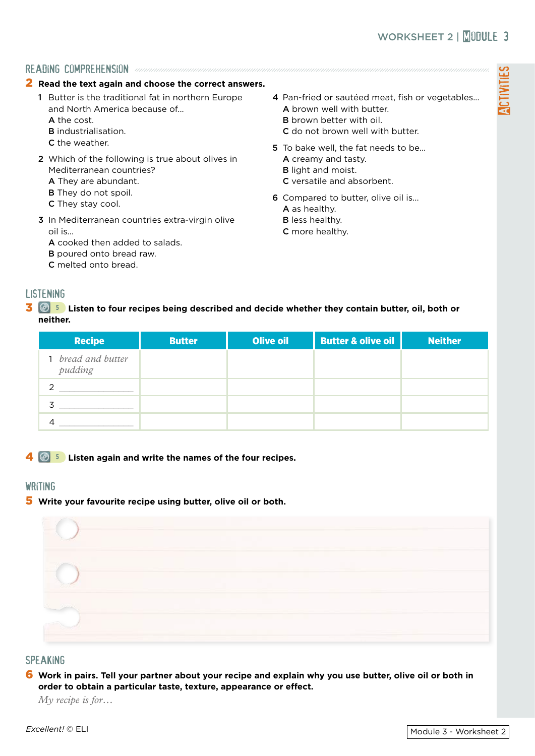## READING COMPREHENSION

**2** **Read the text again and choose the correct answers.**

1 Butter is the traditional fat in northern Europe and North America because of…
**A** the cost.
**B** industrialisation.
**C** the weather.

2 Which of the following is true about olives in Mediterranean countries?
**A** They are abundant.
**B** They do not spoil.
**C** They stay cool.

3 In Mediterranean countries extra-virgin olive oil is…
**A** cooked then added to salads.
**B** poured onto bread raw.
**C** melted onto bread.

4 Pan-fried or sautéed meat, fish or vegetables…
**A** brown well with butter.
**B** brown better with oil.
**C** do not brown well with butter.

5 To bake well, the fat needs to be…
**A** creamy and tasty.
**B** light and moist.
**C** versatile and absorbent.

6 Compared to butter, olive oil is…
**A** as healthy.
**B** less healthy.
**C** more healthy.

## LISTENING

**3** 5 **Listen to four recipes being described and decide whether they contain butter, oil, both or neither.**

| Recipe | Butter | Olive oil | Butter & olive oil | Neither |
|---|---|---|---|---|
| 1 *bread and butter pudding* | | | | |
| 2 ______________ | | | | |
| 3 ______________ | | | | |
| 4 ______________ | | | | |

**4** 5 **Listen again and write the names of the four recipes.**

## WRITING

**5** **Write your favourite recipe using butter, olive oil or both.**

## SPEAKING

**6** **Work in pairs. Tell your partner about your recipe and explain why you use butter, olive oil or both in order to obtain a particular taste, texture, appearance or effect.**

*My recipe is for…*